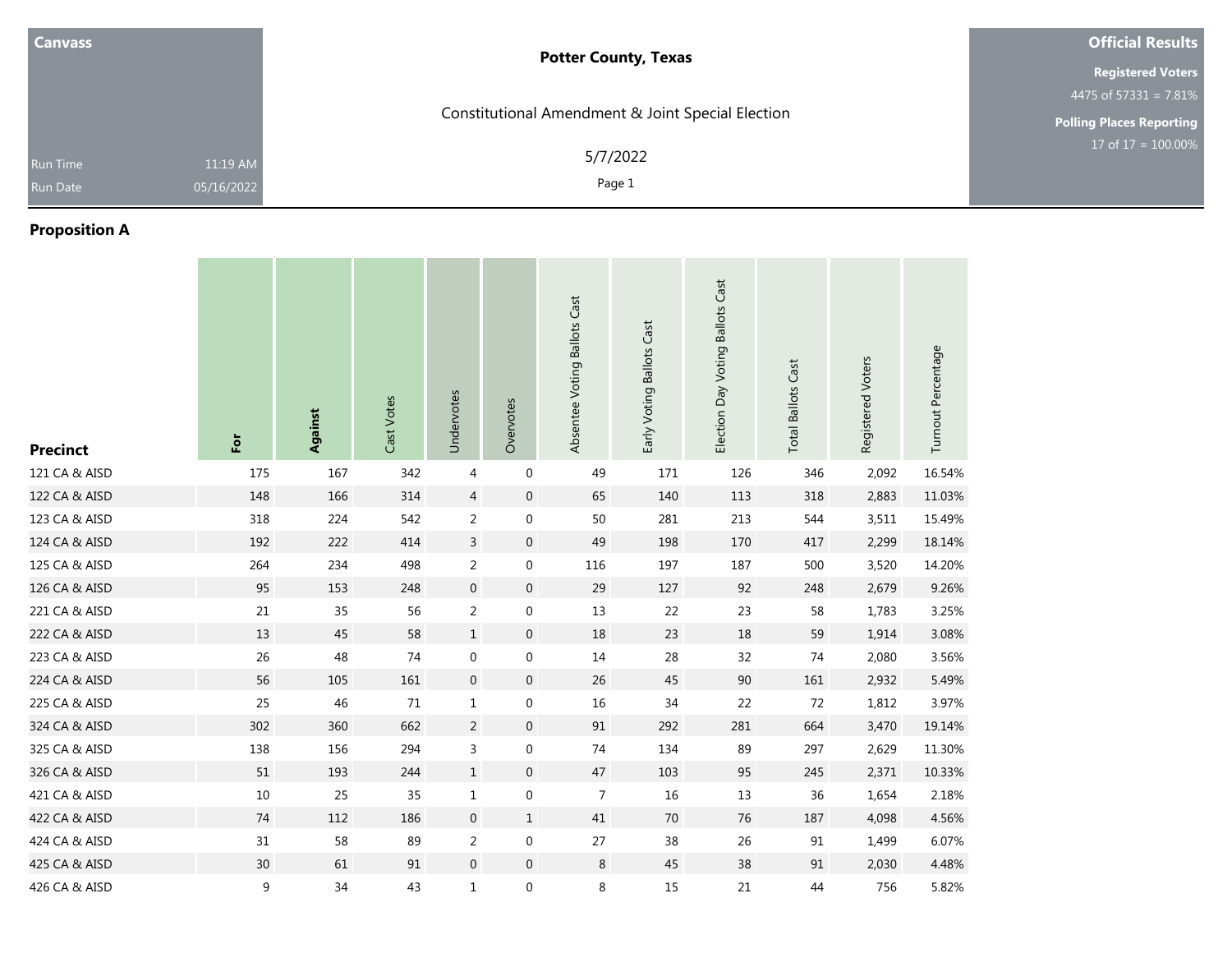**Canvass**

Run Time 11:19 AM

Run Date 05/16/2022

**Potter County, Texas**

Constitutional Amendment & Joint Special Election

5/7/2022

**Official Results**

**Registered Voters**

4475 of 57331 = 7.81%

**Polling Places Reporting**

17 of 17 = 100.00%

## Proposition A

| Precinct | For | Against | Cast Votes | Undervotes | Overvotes | Absentee Voting Ballots Cast | Early Voting Ballots Cast | Election Day Voting Ballots Cast | Total Ballots Cast | Registered Voters | Turnout Percentage |
|---|---|---|---|---|---|---|---|---|---|---|---|
| 121 CA & AISD | 175 | 167 | 342 | 4 | 0 | 49 | 171 | 126 | 346 | 2,092 | 16.54% |
| 122 CA & AISD | 148 | 166 | 314 | 4 | 0 | 65 | 140 | 113 | 318 | 2,883 | 11.03% |
| 123 CA & AISD | 318 | 224 | 542 | 2 | 0 | 50 | 281 | 213 | 544 | 3,511 | 15.49% |
| 124 CA & AISD | 192 | 222 | 414 | 3 | 0 | 49 | 198 | 170 | 417 | 2,299 | 18.14% |
| 125 CA & AISD | 264 | 234 | 498 | 2 | 0 | 116 | 197 | 187 | 500 | 3,520 | 14.20% |
| 126 CA & AISD | 95 | 153 | 248 | 0 | 0 | 29 | 127 | 92 | 248 | 2,679 | 9.26% |
| 221 CA & AISD | 21 | 35 | 56 | 2 | 0 | 13 | 22 | 23 | 58 | 1,783 | 3.25% |
| 222 CA & AISD | 13 | 45 | 58 | 1 | 0 | 18 | 23 | 18 | 59 | 1,914 | 3.08% |
| 223 CA & AISD | 26 | 48 | 74 | 0 | 0 | 14 | 28 | 32 | 74 | 2,080 | 3.56% |
| 224 CA & AISD | 56 | 105 | 161 | 0 | 0 | 26 | 45 | 90 | 161 | 2,932 | 5.49% |
| 225 CA & AISD | 25 | 46 | 71 | 1 | 0 | 16 | 34 | 22 | 72 | 1,812 | 3.97% |
| 324 CA & AISD | 302 | 360 | 662 | 2 | 0 | 91 | 292 | 281 | 664 | 3,470 | 19.14% |
| 325 CA & AISD | 138 | 156 | 294 | 3 | 0 | 74 | 134 | 89 | 297 | 2,629 | 11.30% |
| 326 CA & AISD | 51 | 193 | 244 | 1 | 0 | 47 | 103 | 95 | 245 | 2,371 | 10.33% |
| 421 CA & AISD | 10 | 25 | 35 | 1 | 0 | 7 | 16 | 13 | 36 | 1,654 | 2.18% |
| 422 CA & AISD | 74 | 112 | 186 | 0 | 1 | 41 | 70 | 76 | 187 | 4,098 | 4.56% |
| 424 CA & AISD | 31 | 58 | 89 | 2 | 0 | 27 | 38 | 26 | 91 | 1,499 | 6.07% |
| 425 CA & AISD | 30 | 61 | 91 | 0 | 0 | 8 | 45 | 38 | 91 | 2,030 | 4.48% |
| 426 CA & AISD | 9 | 34 | 43 | 1 | 0 | 8 | 15 | 21 | 44 | 756 | 5.82% |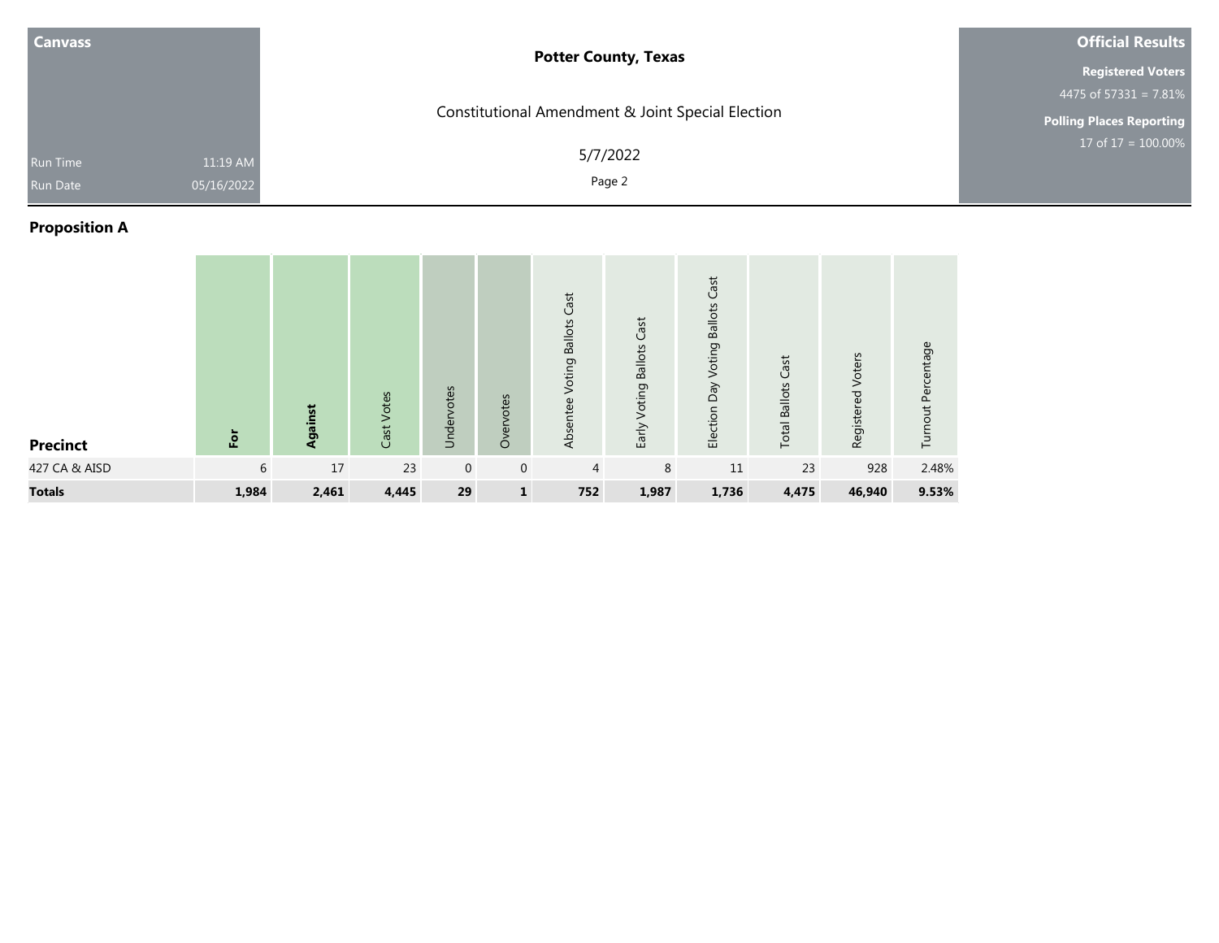| Canvass | | Potter County, Texas | Official Results |
|---|---|---|---|
| | | Constitutional Amendment & Joint Special Election | **Registered Voters** 4475 of 57331 = 7.81% |
| Run Time | 11:19 AM | 5/7/2022 | **Polling Places Reporting** 17 of 17 = 100.00% |
| Run Date | 05/16/2022 | | |

## Proposition A

| Precinct | **For** | **Against** | Cast Votes | Undervotes | Overvotes | Absentee Voting Ballots Cast | Early Voting Ballots Cast | Election Day Voting Ballots Cast | Total Ballots Cast | Registered Voters | Turnout Percentage |
|---|---|---|---|---|---|---|---|---|---|---|---|
| 427 CA & AISD | 6 | 17 | 23 | 0 | 0 | 4 | 8 | 11 | 23 | 928 | 2.48% |
| **Totals** | **1,984** | **2,461** | **4,445** | **29** | **1** | **752** | **1,987** | **1,736** | **4,475** | **46,940** | **9.53%** |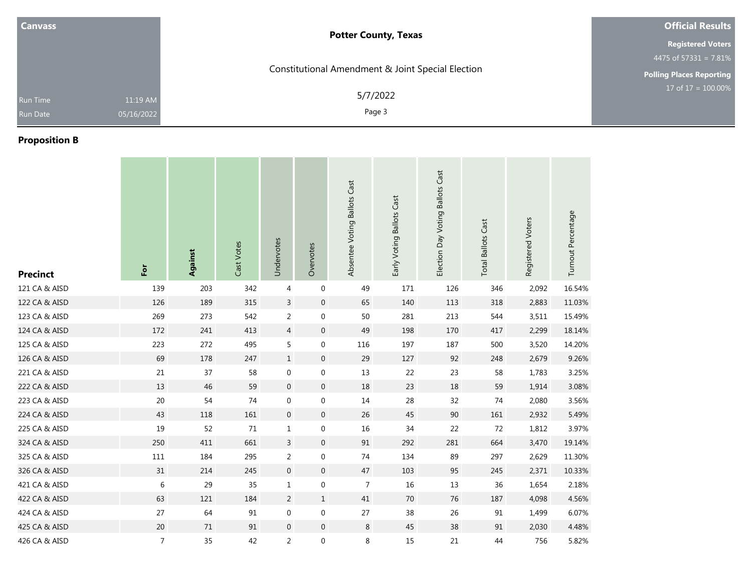# Potter County, Texas

Constitutional Amendment & Joint Special Election

5/7/2022

| Canvass | |
|---|---|
| Run Time | 11:19 AM |
| Run Date | 05/16/2022 |

**Official Results**

**Registered Voters**
4475 of 57331 = 7.81%

**Polling Places Reporting**
17 of 17 = 100.00%

## Proposition B

| Precinct | For | Against | Cast Votes | Undervotes | Overvotes | Absentee Voting Ballots Cast | Early Voting Ballots Cast | Election Day Voting Ballots Cast | Total Ballots Cast | Registered Voters | Turnout Percentage |
|---|---|---|---|---|---|---|---|---|---|---|---|
| 121 CA & AISD | 139 | 203 | 342 | 4 | 0 | 49 | 171 | 126 | 346 | 2,092 | 16.54% |
| 122 CA & AISD | 126 | 189 | 315 | 3 | 0 | 65 | 140 | 113 | 318 | 2,883 | 11.03% |
| 123 CA & AISD | 269 | 273 | 542 | 2 | 0 | 50 | 281 | 213 | 544 | 3,511 | 15.49% |
| 124 CA & AISD | 172 | 241 | 413 | 4 | 0 | 49 | 198 | 170 | 417 | 2,299 | 18.14% |
| 125 CA & AISD | 223 | 272 | 495 | 5 | 0 | 116 | 197 | 187 | 500 | 3,520 | 14.20% |
| 126 CA & AISD | 69 | 178 | 247 | 1 | 0 | 29 | 127 | 92 | 248 | 2,679 | 9.26% |
| 221 CA & AISD | 21 | 37 | 58 | 0 | 0 | 13 | 22 | 23 | 58 | 1,783 | 3.25% |
| 222 CA & AISD | 13 | 46 | 59 | 0 | 0 | 18 | 23 | 18 | 59 | 1,914 | 3.08% |
| 223 CA & AISD | 20 | 54 | 74 | 0 | 0 | 14 | 28 | 32 | 74 | 2,080 | 3.56% |
| 224 CA & AISD | 43 | 118 | 161 | 0 | 0 | 26 | 45 | 90 | 161 | 2,932 | 5.49% |
| 225 CA & AISD | 19 | 52 | 71 | 1 | 0 | 16 | 34 | 22 | 72 | 1,812 | 3.97% |
| 324 CA & AISD | 250 | 411 | 661 | 3 | 0 | 91 | 292 | 281 | 664 | 3,470 | 19.14% |
| 325 CA & AISD | 111 | 184 | 295 | 2 | 0 | 74 | 134 | 89 | 297 | 2,629 | 11.30% |
| 326 CA & AISD | 31 | 214 | 245 | 0 | 0 | 47 | 103 | 95 | 245 | 2,371 | 10.33% |
| 421 CA & AISD | 6 | 29 | 35 | 1 | 0 | 7 | 16 | 13 | 36 | 1,654 | 2.18% |
| 422 CA & AISD | 63 | 121 | 184 | 2 | 1 | 41 | 70 | 76 | 187 | 4,098 | 4.56% |
| 424 CA & AISD | 27 | 64 | 91 | 0 | 0 | 27 | 38 | 26 | 91 | 1,499 | 6.07% |
| 425 CA & AISD | 20 | 71 | 91 | 0 | 0 | 8 | 45 | 38 | 91 | 2,030 | 4.48% |
| 426 CA & AISD | 7 | 35 | 42 | 2 | 0 | 8 | 15 | 21 | 44 | 756 | 5.82% |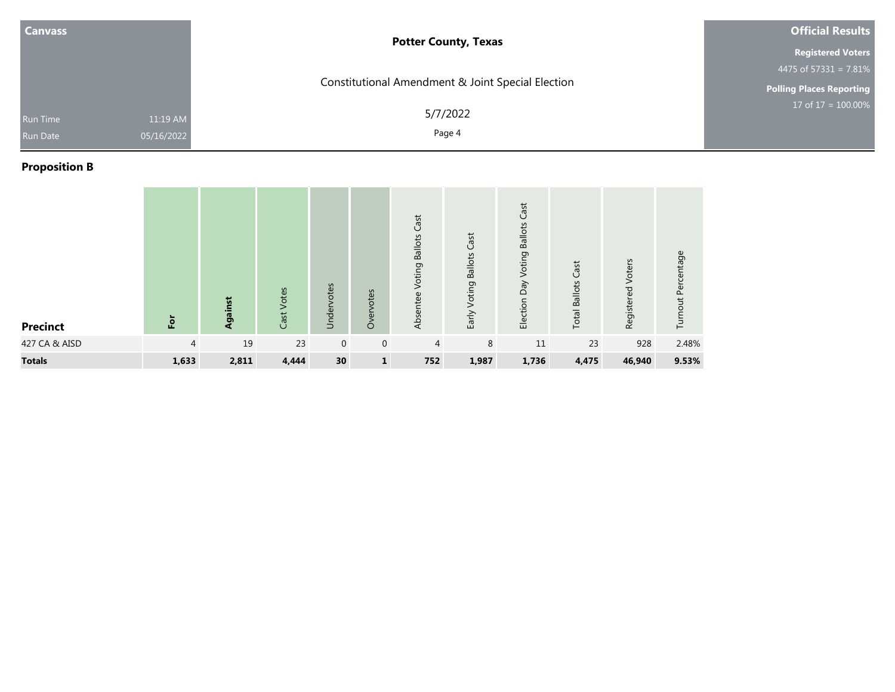**Canvass**

Run Time 11:19 AM
Run Date 05/16/2022

**Potter County, Texas**

Constitutional Amendment & Joint Special Election

5/7/2022

**Official Results**

**Registered Voters**
4475 of 57331 = 7.81%

**Polling Places Reporting**
17 of 17 = 100.00%

## Proposition B

| Precinct | **For** | **Against** | Cast Votes | Undervotes | Overvotes | Absentee Voting Ballots Cast | Early Voting Ballots Cast | Election Day Voting Ballots Cast | Total Ballots Cast | Registered Voters | Turnout Percentage |
|---|---|---|---|---|---|---|---|---|---|---|---|
| 427 CA & AISD | 4 | 19 | 23 | 0 | 0 | 4 | 8 | 11 | 23 | 928 | 2.48% |
| **Totals** | **1,633** | **2,811** | **4,444** | **30** | **1** | **752** | **1,987** | **1,736** | **4,475** | **46,940** | **9.53%** |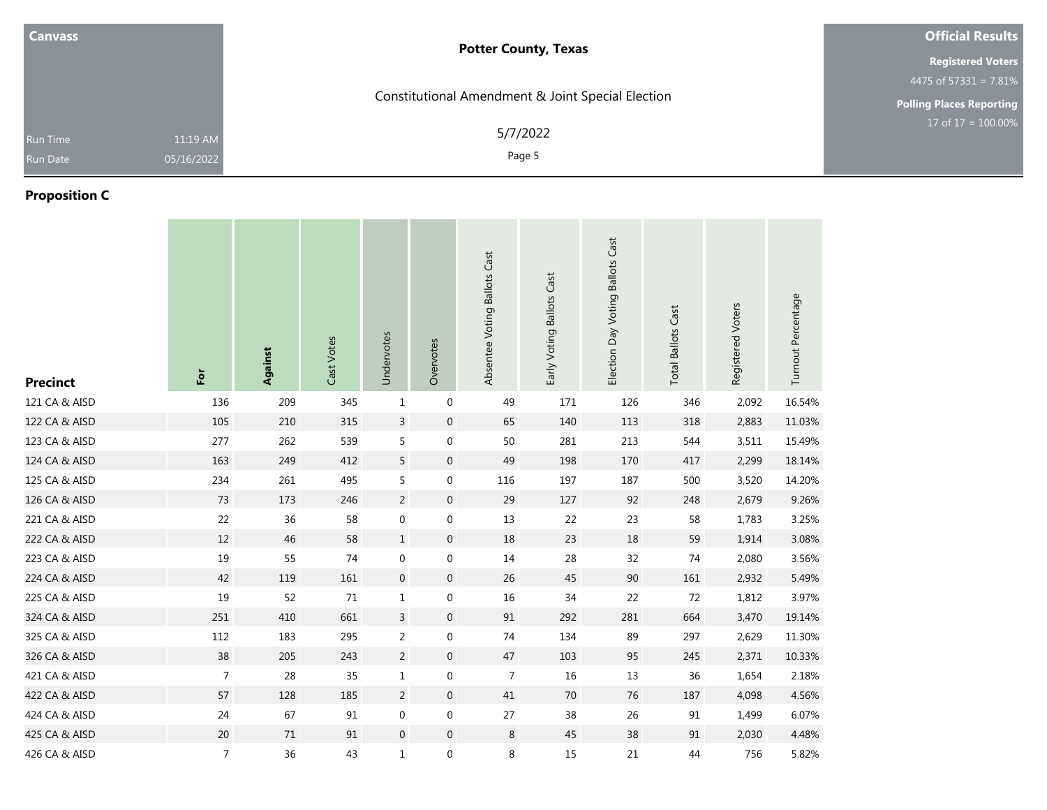**Canvass**

Run Time 11:19 AM
Run Date 05/16/2022

**Potter County, Texas**

Constitutional Amendment & Joint Special Election

5/7/2022

**Official Results**

**Registered Voters**
4475 of 57331 = 7.81%

**Polling Places Reporting**
17 of 17 = 100.00%

## Proposition C

| Precinct | For | Against | Cast Votes | Undervotes | Overvotes | Absentee Voting Ballots Cast | Early Voting Ballots Cast | Election Day Voting Ballots Cast | Total Ballots Cast | Registered Voters | Turnout Percentage |
|---|---|---|---|---|---|---|---|---|---|---|---|
| 121 CA & AISD | 136 | 209 | 345 | 1 | 0 | 49 | 171 | 126 | 346 | 2,092 | 16.54% |
| 122 CA & AISD | 105 | 210 | 315 | 3 | 0 | 65 | 140 | 113 | 318 | 2,883 | 11.03% |
| 123 CA & AISD | 277 | 262 | 539 | 5 | 0 | 50 | 281 | 213 | 544 | 3,511 | 15.49% |
| 124 CA & AISD | 163 | 249 | 412 | 5 | 0 | 49 | 198 | 170 | 417 | 2,299 | 18.14% |
| 125 CA & AISD | 234 | 261 | 495 | 5 | 0 | 116 | 197 | 187 | 500 | 3,520 | 14.20% |
| 126 CA & AISD | 73 | 173 | 246 | 2 | 0 | 29 | 127 | 92 | 248 | 2,679 | 9.26% |
| 221 CA & AISD | 22 | 36 | 58 | 0 | 0 | 13 | 22 | 23 | 58 | 1,783 | 3.25% |
| 222 CA & AISD | 12 | 46 | 58 | 1 | 0 | 18 | 23 | 18 | 59 | 1,914 | 3.08% |
| 223 CA & AISD | 19 | 55 | 74 | 0 | 0 | 14 | 28 | 32 | 74 | 2,080 | 3.56% |
| 224 CA & AISD | 42 | 119 | 161 | 0 | 0 | 26 | 45 | 90 | 161 | 2,932 | 5.49% |
| 225 CA & AISD | 19 | 52 | 71 | 1 | 0 | 16 | 34 | 22 | 72 | 1,812 | 3.97% |
| 324 CA & AISD | 251 | 410 | 661 | 3 | 0 | 91 | 292 | 281 | 664 | 3,470 | 19.14% |
| 325 CA & AISD | 112 | 183 | 295 | 2 | 0 | 74 | 134 | 89 | 297 | 2,629 | 11.30% |
| 326 CA & AISD | 38 | 205 | 243 | 2 | 0 | 47 | 103 | 95 | 245 | 2,371 | 10.33% |
| 421 CA & AISD | 7 | 28 | 35 | 1 | 0 | 7 | 16 | 13 | 36 | 1,654 | 2.18% |
| 422 CA & AISD | 57 | 128 | 185 | 2 | 0 | 41 | 70 | 76 | 187 | 4,098 | 4.56% |
| 424 CA & AISD | 24 | 67 | 91 | 0 | 0 | 27 | 38 | 26 | 91 | 1,499 | 6.07% |
| 425 CA & AISD | 20 | 71 | 91 | 0 | 0 | 8 | 45 | 38 | 91 | 2,030 | 4.48% |
| 426 CA & AISD | 7 | 36 | 43 | 1 | 0 | 8 | 15 | 21 | 44 | 756 | 5.82% |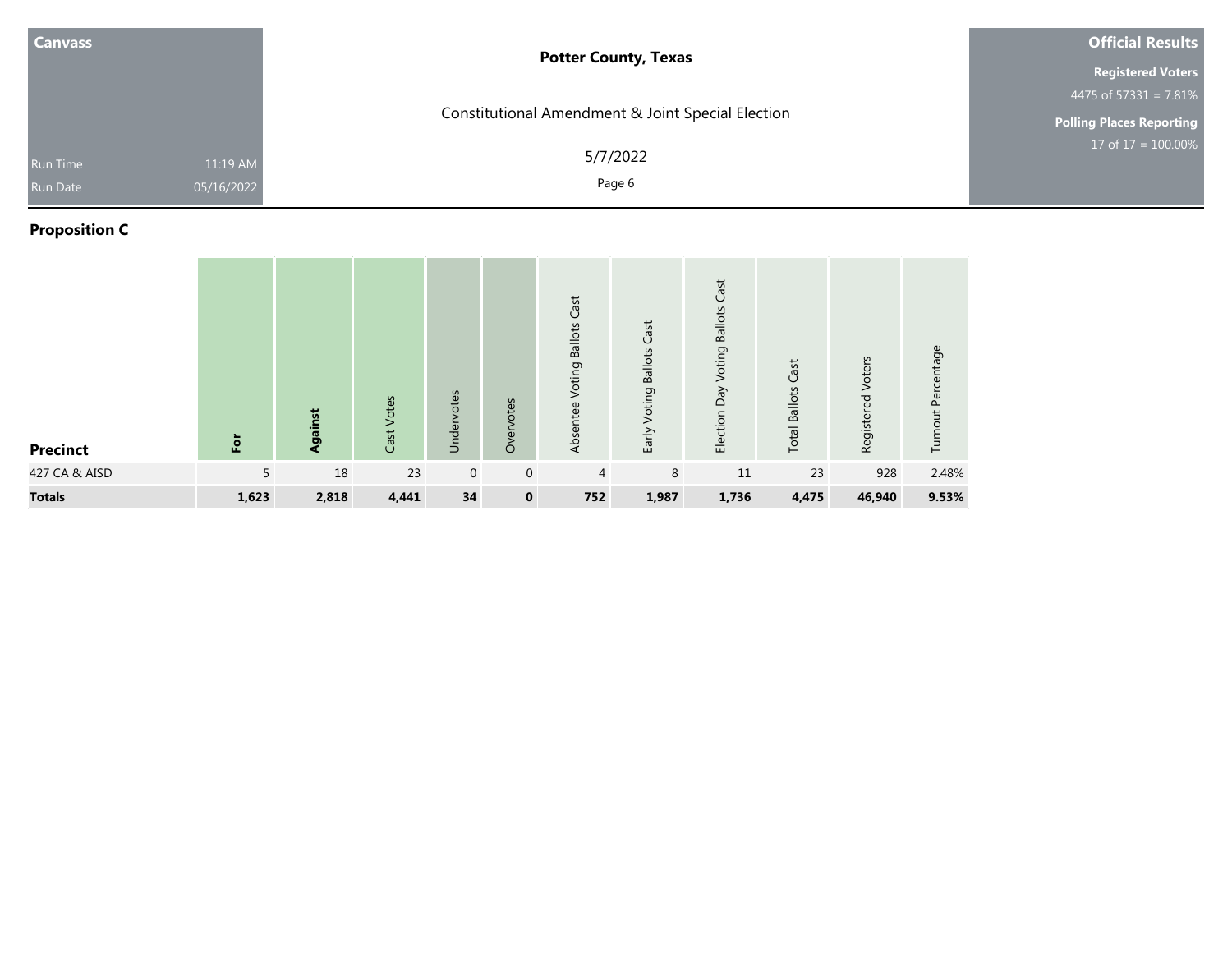Canvass

Run Time 11:19 AM
Run Date 05/16/2022

**Potter County, Texas**

Constitutional Amendment & Joint Special Election

5/7/2022

**Official Results**

**Registered Voters**
4475 of 57331 = 7.81%

**Polling Places Reporting**
17 of 17 = 100.00%

## Proposition C

| Precinct | For | Against | Cast Votes | Undervotes | Overvotes | Absentee Voting Ballots Cast | Early Voting Ballots Cast | Election Day Voting Ballots Cast | Total Ballots Cast | Registered Voters | Turnout Percentage |
|---|---|---|---|---|---|---|---|---|---|---|---|
| 427 CA & AISD | 5 | 18 | 23 | 0 | 0 | 4 | 8 | 11 | 23 | 928 | 2.48% |
| **Totals** | **1,623** | **2,818** | **4,441** | **34** | **0** | **752** | **1,987** | **1,736** | **4,475** | **46,940** | **9.53%** |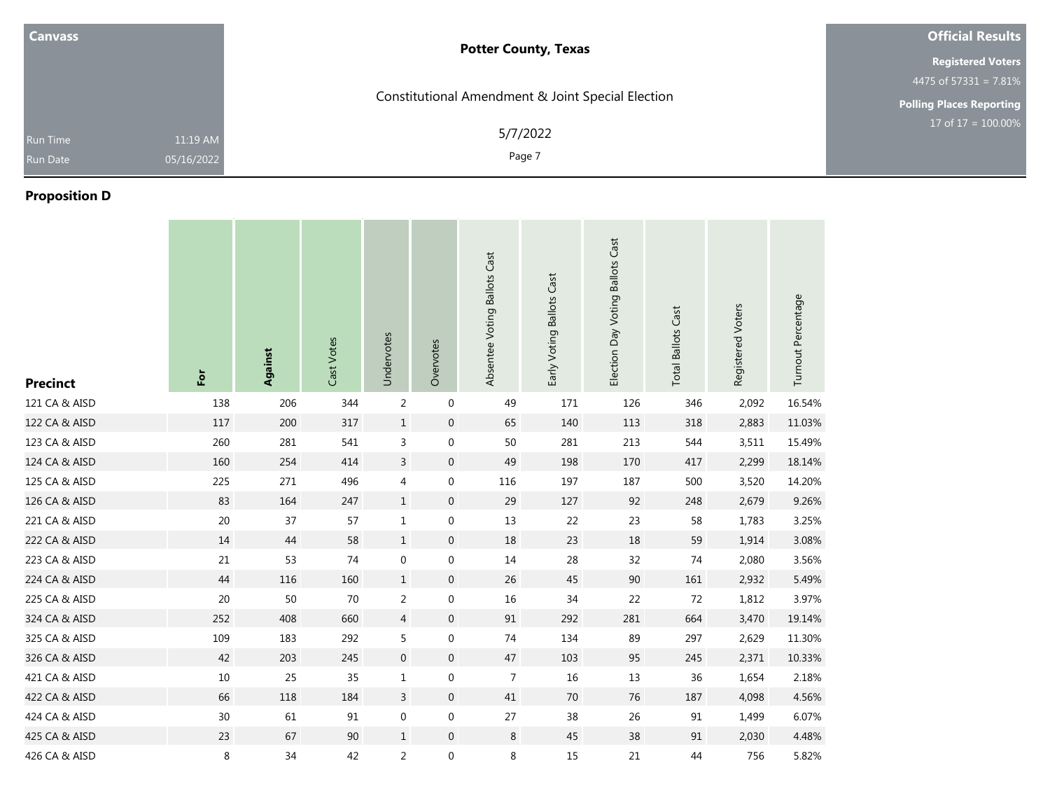| Canvass | | Potter County, Texas | Official Results |
|---|---|---|---|
| | | Constitutional Amendment & Joint Special Election | Registered Voters |
| | | | 4475 of 57331 = 7.81% |
| | | | Polling Places Reporting |
| Run Time | 11:19 AM | 5/7/2022 | 17 of 17 = 100.00% |
| Run Date | 05/16/2022 | | |

## Proposition D

| Precinct | For | Against | Cast Votes | Undervotes | Overvotes | Absentee Voting Ballots Cast | Early Voting Ballots Cast | Election Day Voting Ballots Cast | Total Ballots Cast | Registered Voters | Turnout Percentage |
|---|---|---|---|---|---|---|---|---|---|---|---|
| 121 CA & AISD | 138 | 206 | 344 | 2 | 0 | 49 | 171 | 126 | 346 | 2,092 | 16.54% |
| 122 CA & AISD | 117 | 200 | 317 | 1 | 0 | 65 | 140 | 113 | 318 | 2,883 | 11.03% |
| 123 CA & AISD | 260 | 281 | 541 | 3 | 0 | 50 | 281 | 213 | 544 | 3,511 | 15.49% |
| 124 CA & AISD | 160 | 254 | 414 | 3 | 0 | 49 | 198 | 170 | 417 | 2,299 | 18.14% |
| 125 CA & AISD | 225 | 271 | 496 | 4 | 0 | 116 | 197 | 187 | 500 | 3,520 | 14.20% |
| 126 CA & AISD | 83 | 164 | 247 | 1 | 0 | 29 | 127 | 92 | 248 | 2,679 | 9.26% |
| 221 CA & AISD | 20 | 37 | 57 | 1 | 0 | 13 | 22 | 23 | 58 | 1,783 | 3.25% |
| 222 CA & AISD | 14 | 44 | 58 | 1 | 0 | 18 | 23 | 18 | 59 | 1,914 | 3.08% |
| 223 CA & AISD | 21 | 53 | 74 | 0 | 0 | 14 | 28 | 32 | 74 | 2,080 | 3.56% |
| 224 CA & AISD | 44 | 116 | 160 | 1 | 0 | 26 | 45 | 90 | 161 | 2,932 | 5.49% |
| 225 CA & AISD | 20 | 50 | 70 | 2 | 0 | 16 | 34 | 22 | 72 | 1,812 | 3.97% |
| 324 CA & AISD | 252 | 408 | 660 | 4 | 0 | 91 | 292 | 281 | 664 | 3,470 | 19.14% |
| 325 CA & AISD | 109 | 183 | 292 | 5 | 0 | 74 | 134 | 89 | 297 | 2,629 | 11.30% |
| 326 CA & AISD | 42 | 203 | 245 | 0 | 0 | 47 | 103 | 95 | 245 | 2,371 | 10.33% |
| 421 CA & AISD | 10 | 25 | 35 | 1 | 0 | 7 | 16 | 13 | 36 | 1,654 | 2.18% |
| 422 CA & AISD | 66 | 118 | 184 | 3 | 0 | 41 | 70 | 76 | 187 | 4,098 | 4.56% |
| 424 CA & AISD | 30 | 61 | 91 | 0 | 0 | 27 | 38 | 26 | 91 | 1,499 | 6.07% |
| 425 CA & AISD | 23 | 67 | 90 | 1 | 0 | 8 | 45 | 38 | 91 | 2,030 | 4.48% |
| 426 CA & AISD | 8 | 34 | 42 | 2 | 0 | 8 | 15 | 21 | 44 | 756 | 5.82% |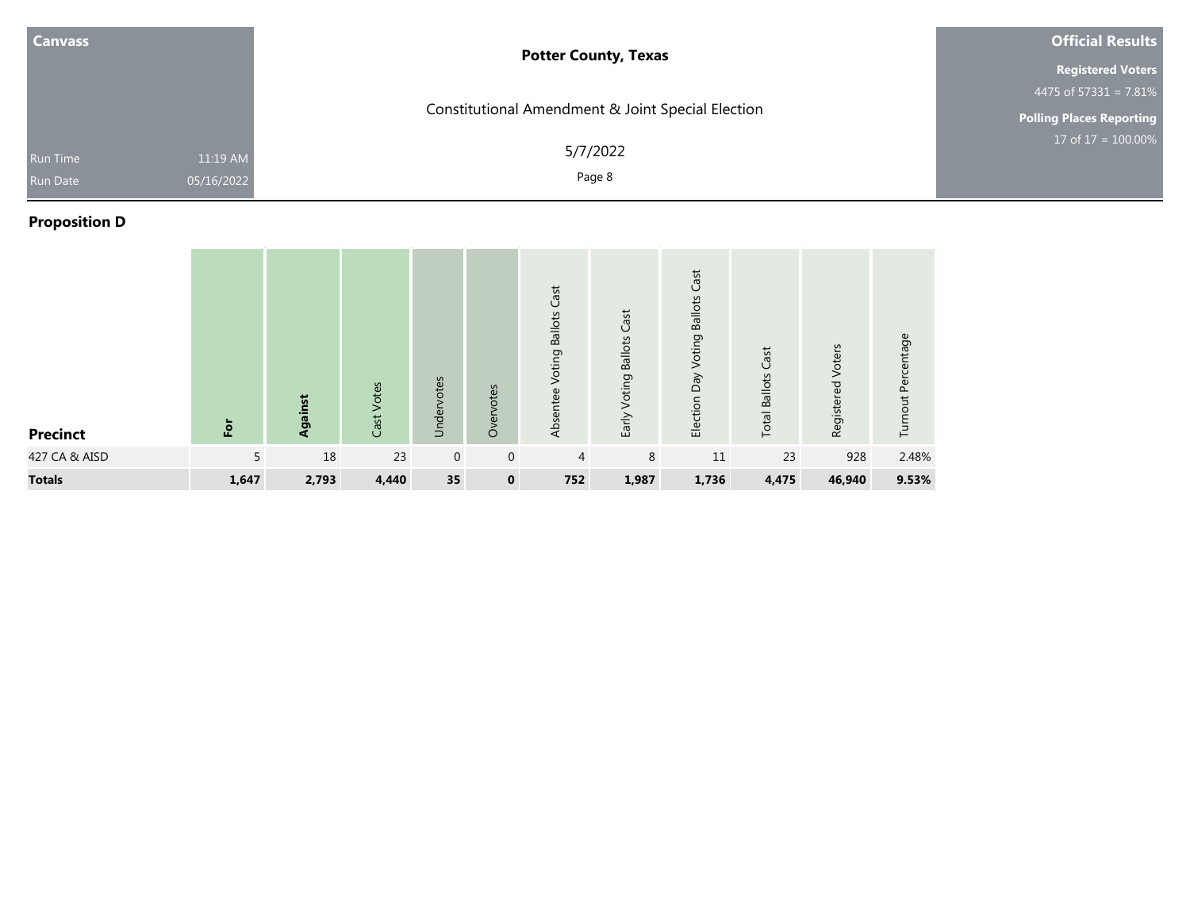| Canvass | | Potter County, Texas | Official Results |
|---|---|---|---|
| | | Constitutional Amendment & Joint Special Election | Registered Voters 4475 of 57331 = 7.81% |
| Run Time | 11:19 AM | 5/7/2022 | Polling Places Reporting 17 of 17 = 100.00% |
| Run Date | 05/16/2022 | | |

## Proposition D

| Precinct | For | Against | Cast Votes | Undervotes | Overvotes | Absentee Voting Ballots Cast | Early Voting Ballots Cast | Election Day Voting Ballots Cast | Total Ballots Cast | Registered Voters | Turnout Percentage |
|---|---|---|---|---|---|---|---|---|---|---|---|
| 427 CA & AISD | 5 | 18 | 23 | 0 | 0 | 4 | 8 | 11 | 23 | 928 | 2.48% |
| **Totals** | **1,647** | **2,793** | **4,440** | **35** | **0** | **752** | **1,987** | **1,736** | **4,475** | **46,940** | **9.53%** |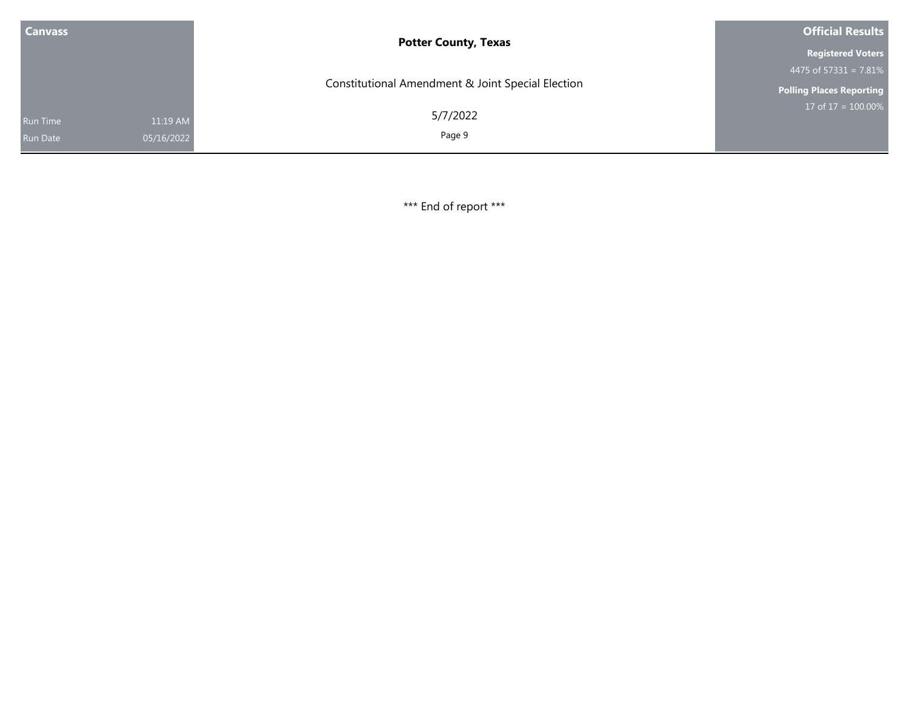*** End of report ***